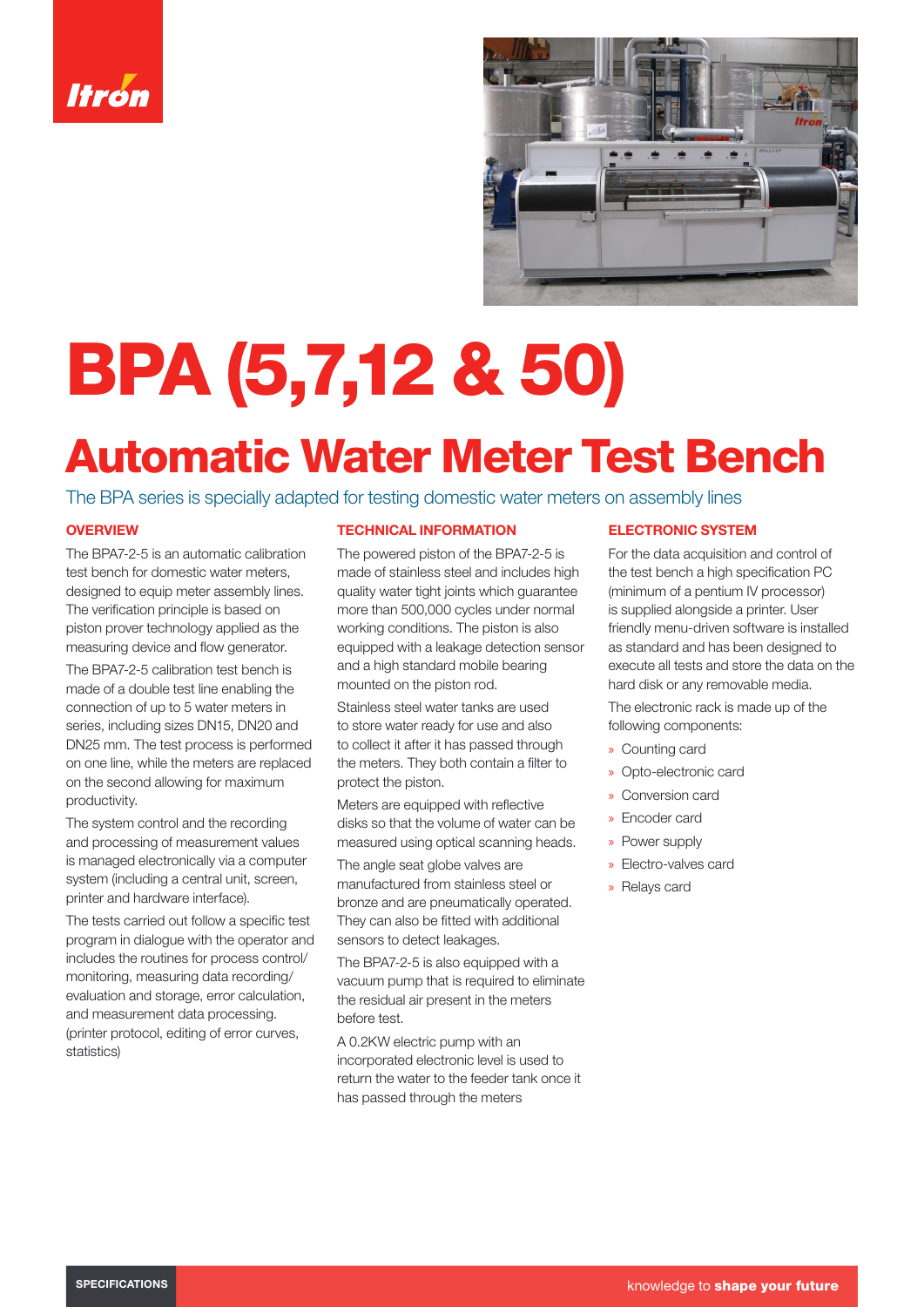# BPA (5,7,12 & 50)

## Automatic Water Meter Test Bench

The BPA series is specially adapted for testing domestic water meters on assembly lines

### OVERVIEW

The BPA7-2-5 is an automatic calibration test bench for domestic water meters, designed to equip meter assembly lines. The verification principle is based on piston prover technology applied as the measuring device and flow generator.

The BPA7-2-5 calibration test bench is made of a double test line enabling the connection of up to 5 water meters in series, including sizes DN15, DN20 and DN25 mm. The test process is performed on one line, while the meters are replaced on the second allowing for maximum productivity.

The system control and the recording and processing of measurement values is managed electronically via a computer system (including a central unit, screen, printer and hardware interface).

The tests carried out follow a specific test program in dialogue with the operator and includes the routines for process control/monitoring, measuring data recording/evaluation and storage, error calculation, and measurement data processing. (printer protocol, editing of error curves, statistics)

### TECHNICAL INFORMATION

The powered piston of the BPA7-2-5 is made of stainless steel and includes high quality water tight joints which guarantee more than 500,000 cycles under normal working conditions. The piston is also equipped with a leakage detection sensor and a high standard mobile bearing mounted on the piston rod.

Stainless steel water tanks are used to store water ready for use and also to collect it after it has passed through the meters. They both contain a filter to protect the piston.

Meters are equipped with reflective disks so that the volume of water can be measured using optical scanning heads.

The angle seat globe valves are manufactured from stainless steel or bronze and are pneumatically operated. They can also be fitted with additional sensors to detect leakages.

The BPA7-2-5 is also equipped with a vacuum pump that is required to eliminate the residual air present in the meters before test.

A 0.2KW electric pump with an incorporated electronic level is used to return the water to the feeder tank once it has passed through the meters

### ELECTRONIC SYSTEM

For the data acquisition and control of the test bench a high specification PC (minimum of a pentium IV processor) is supplied alongside a printer. User friendly menu-driven software is installed as standard and has been designed to execute all tests and store the data on the hard disk or any removable media.

The electronic rack is made up of the following components:

- Counting card
- Opto-electronic card
- Conversion card
- Encoder card
- Power supply
- Electro-valves card
- Relays card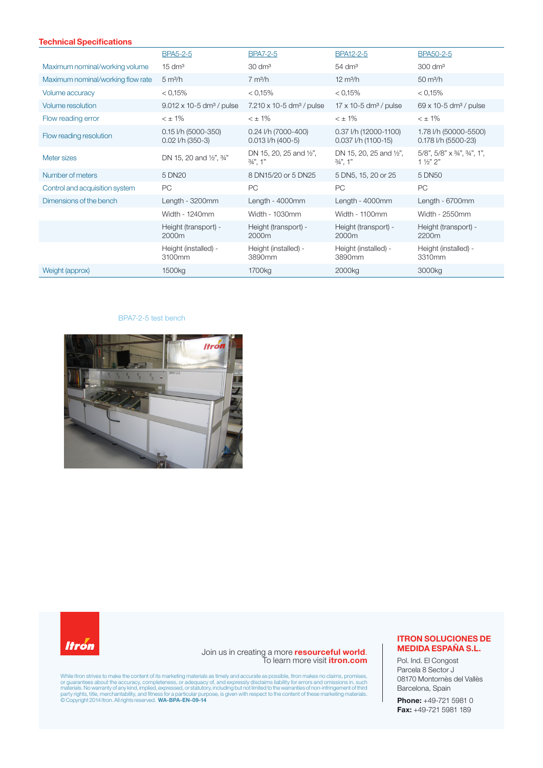## Technical Specifications

| | BPA5-2-5 | BPA7-2-5 | BPA12-2-5 | BPA50-2-5 |
|---|---|---|---|---|
| Maximum nominal/working volume | 15 dm³ | 30 dm³ | 54 dm³ | 300 dm³ |
| Maximum nominal/working flow rate | 5 m³/h | 7 m³/h | 12 m³/h | 50 m³/h |
| Volume accuracy | < 0,15% | < 0,15% | < 0,15% | < 0,15% |
| Volume resolution | 9.012 x 10-5 dm³ / pulse | 7.210 x 10-5 dm³ / pulse | 17 x 10-5 dm³ / pulse | 69 x 10-5 dm³ / pulse |
| Flow reading error | < ± 1% | < ± 1% | < ± 1% | < ± 1% |
| Flow reading resolution | 0.15 l/h (5000-350) 0.02 l/h (350-3) | 0.24 l/h (7000-400) 0.013 l/h (400-5) | 0.37 l/h (12000-1100) 0.037 l/h (1100-15) | 1.78 l/h (50000-5500) 0.178 l/h (5500-23) |
| Meter sizes | DN 15, 20 and ½", ¾" | DN 15, 20, 25 and ½", ¾", 1" | DN 15, 20, 25 and ½", ¾", 1" | 5/8", 5/8" x ¾", ¾", 1", 1 ½" 2" |
| Number of meters | 5 DN20 | 8 DN15/20 or 5 DN25 | 5 DN5, 15, 20 or 25 | 5 DN50 |
| Control and acquisition system | PC | PC | PC | PC |
| Dimensions of the bench | Length - 3200mm | Length - 4000mm | Length - 4000mm | Length - 6700mm |
| | Width - 1240mm | Width - 1030mm | Width - 1100mm | Width - 2550mm |
| | Height (transport) - 2000m | Height (transport) - 2000m | Height (transport) - 2000m | Height (transport) - 2200m |
| | Height (installed) - 3100mm | Height (installed) - 3890mm | Height (installed) - 3890mm | Height (installed) - 3310mm |
| Weight (approx) | 1500kg | 1700kg | 2000kg | 3000kg |

BPA7-2-5 test bench

Join us in creating a more **resourceful world**.
To learn more visit **itron.com**

While Itron strives to make the content of its marketing materials as timely and accurate as possible, Itron makes no claims, promises, or guarantees about the accuracy, completeness, or adequacy of, and expressly disclaims liability for errors and omissions in, such materials. No warranty of any kind, implied, expressed, or statutory, including but not limited to the warranties of non-infringement of third party rights, title, merchantability, and fitness for a particular purpose, is given with respect to the content of these marketing materials. © Copyright 2014 Itron. All rights reserved. **WA-BPA-EN-09-14**

**ITRON SOLUCIONES DE MEDIDA ESPAÑA S.L.**

Pol. Ind. El Congost
Parcela 8 Sector J
08170 Montornès del Vallès
Barcelona, Spain

**Phone:** +49-721 5981 0
**Fax:** +49-721 5981 189